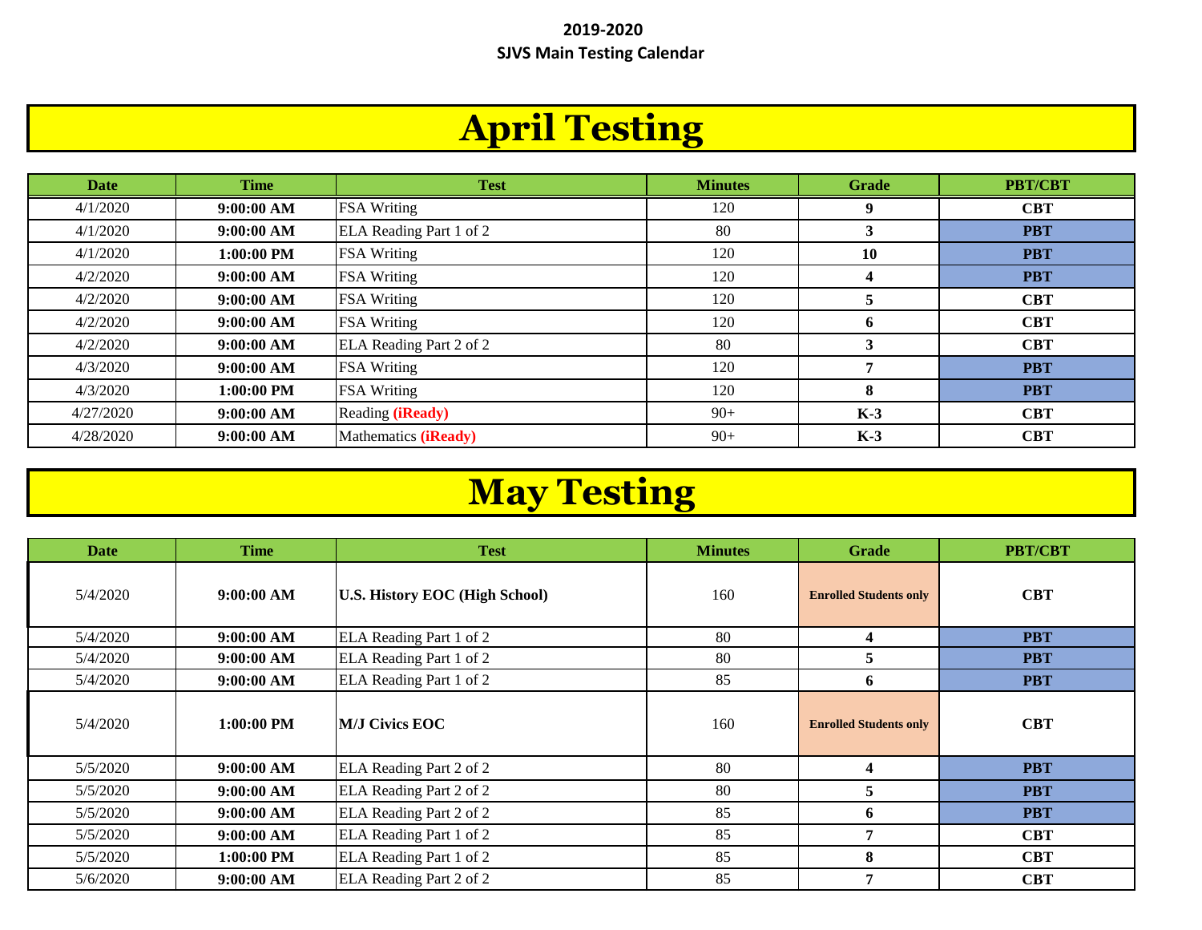**2019-2020**

**SJVS Main Testing Calendar**

# April Testing

| Date | Time | Test | Minutes | Grade | PBT/CBT |
|---|---|---|---|---|---|
| 4/1/2020 | **9:00:00 AM** | FSA Writing | 120 | **9** | **CBT** |
| 4/1/2020 | **9:00:00 AM** | ELA Reading Part 1 of 2 | 80 | **3** | **PBT** |
| 4/1/2020 | **1:00:00 PM** | FSA Writing | 120 | **10** | **PBT** |
| 4/2/2020 | **9:00:00 AM** | FSA Writing | 120 | **4** | **PBT** |
| 4/2/2020 | **9:00:00 AM** | FSA Writing | 120 | **5** | **CBT** |
| 4/2/2020 | **9:00:00 AM** | FSA Writing | 120 | **6** | **CBT** |
| 4/2/2020 | **9:00:00 AM** | ELA Reading Part 2 of 2 | 80 | **3** | **CBT** |
| 4/3/2020 | **9:00:00 AM** | FSA Writing | 120 | **7** | **PBT** |
| 4/3/2020 | **1:00:00 PM** | FSA Writing | 120 | **8** | **PBT** |
| 4/27/2020 | **9:00:00 AM** | Reading **(iReady)** | 90+ | **K-3** | **CBT** |
| 4/28/2020 | **9:00:00 AM** | Mathematics **(iReady)** | 90+ | **K-3** | **CBT** |

# May Testing

| Date | Time | Test | Minutes | Grade | PBT/CBT |
|---|---|---|---|---|---|
| 5/4/2020 | **9:00:00 AM** | **U.S. History EOC (High School)** | 160 | **Enrolled Students only** | **CBT** |
| 5/4/2020 | **9:00:00 AM** | ELA Reading Part 1 of 2 | 80 | **4** | **PBT** |
| 5/4/2020 | **9:00:00 AM** | ELA Reading Part 1 of 2 | 80 | **5** | **PBT** |
| 5/4/2020 | **9:00:00 AM** | ELA Reading Part 1 of 2 | 85 | **6** | **PBT** |
| 5/4/2020 | **1:00:00 PM** | **M/J Civics EOC** | 160 | **Enrolled Students only** | **CBT** |
| 5/5/2020 | **9:00:00 AM** | ELA Reading Part 2 of 2 | 80 | **4** | **PBT** |
| 5/5/2020 | **9:00:00 AM** | ELA Reading Part 2 of 2 | 80 | **5** | **PBT** |
| 5/5/2020 | **9:00:00 AM** | ELA Reading Part 2 of 2 | 85 | **6** | **PBT** |
| 5/5/2020 | **9:00:00 AM** | ELA Reading Part 1 of 2 | 85 | **7** | **CBT** |
| 5/5/2020 | **1:00:00 PM** | ELA Reading Part 1 of 2 | 85 | **8** | **CBT** |
| 5/6/2020 | **9:00:00 AM** | ELA Reading Part 2 of 2 | 85 | **7** | **CBT** |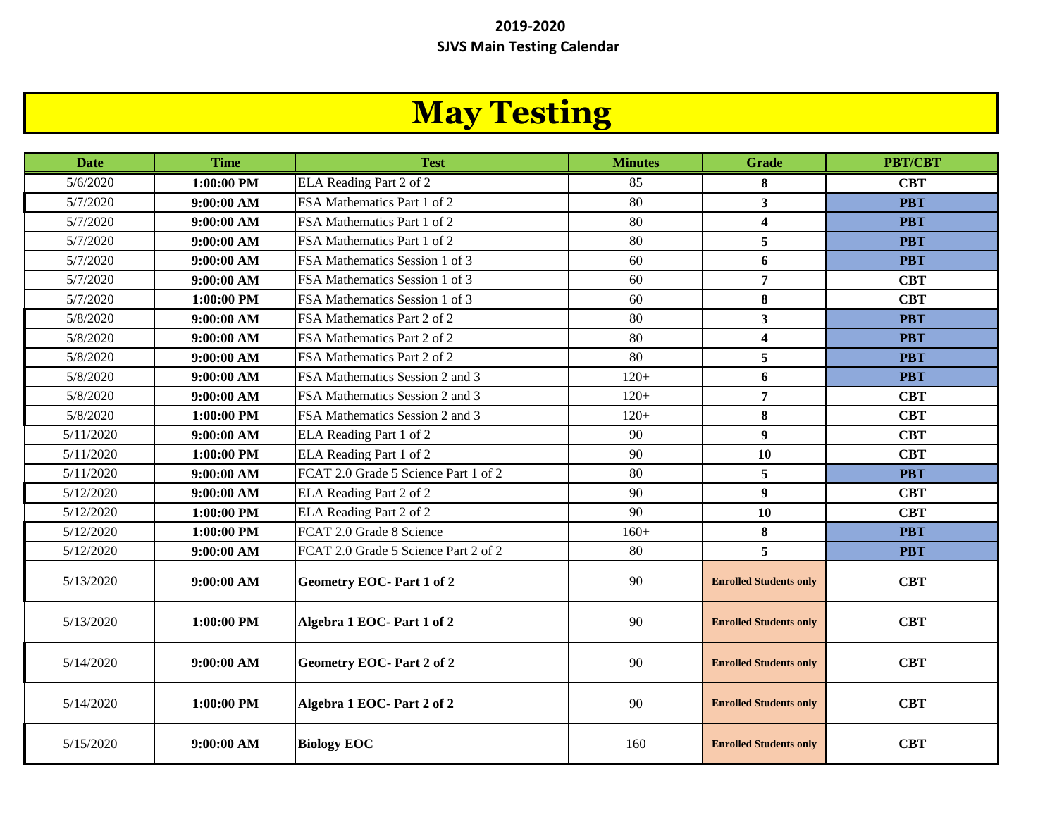**2019-2020**
**SJVS Main Testing Calendar**

# May Testing

| Date | Time | Test | Minutes | Grade | PBT/CBT |
|---|---|---|---|---|---|
| 5/6/2020 | **1:00:00 PM** | ELA Reading Part 2 of 2 | 85 | **8** | **CBT** |
| 5/7/2020 | **9:00:00 AM** | FSA Mathematics Part 1 of 2 | 80 | **3** | **PBT** |
| 5/7/2020 | **9:00:00 AM** | FSA Mathematics Part 1 of 2 | 80 | **4** | **PBT** |
| 5/7/2020 | **9:00:00 AM** | FSA Mathematics Part 1 of 2 | 80 | **5** | **PBT** |
| 5/7/2020 | **9:00:00 AM** | FSA Mathematics Session 1 of 3 | 60 | **6** | **PBT** |
| 5/7/2020 | **9:00:00 AM** | FSA Mathematics Session 1 of 3 | 60 | **7** | **CBT** |
| 5/7/2020 | **1:00:00 PM** | FSA Mathematics Session 1 of 3 | 60 | **8** | **CBT** |
| 5/8/2020 | **9:00:00 AM** | FSA Mathematics Part 2 of 2 | 80 | **3** | **PBT** |
| 5/8/2020 | **9:00:00 AM** | FSA Mathematics Part 2 of 2 | 80 | **4** | **PBT** |
| 5/8/2020 | **9:00:00 AM** | FSA Mathematics Part 2 of 2 | 80 | **5** | **PBT** |
| 5/8/2020 | **9:00:00 AM** | FSA Mathematics Session 2 and 3 | 120+ | **6** | **PBT** |
| 5/8/2020 | **9:00:00 AM** | FSA Mathematics Session 2 and 3 | 120+ | **7** | **CBT** |
| 5/8/2020 | **1:00:00 PM** | FSA Mathematics Session 2 and 3 | 120+ | **8** | **CBT** |
| 5/11/2020 | **9:00:00 AM** | ELA Reading Part 1 of 2 | 90 | **9** | **CBT** |
| 5/11/2020 | **1:00:00 PM** | ELA Reading Part 1 of 2 | 90 | **10** | **CBT** |
| 5/11/2020 | **9:00:00 AM** | FCAT 2.0 Grade 5 Science Part 1 of 2 | 80 | **5** | **PBT** |
| 5/12/2020 | **9:00:00 AM** | ELA Reading Part 2 of 2 | 90 | **9** | **CBT** |
| 5/12/2020 | **1:00:00 PM** | ELA Reading Part 2 of 2 | 90 | **10** | **CBT** |
| 5/12/2020 | **1:00:00 PM** | FCAT 2.0 Grade 8 Science | 160+ | **8** | **PBT** |
| 5/12/2020 | **9:00:00 AM** | FCAT 2.0 Grade 5 Science Part 2 of 2 | 80 | **5** | **PBT** |
| 5/13/2020 | **9:00:00 AM** | **Geometry EOC- Part 1 of 2** | 90 | **Enrolled Students only** | **CBT** |
| 5/13/2020 | **1:00:00 PM** | **Algebra 1 EOC- Part 1 of 2** | 90 | **Enrolled Students only** | **CBT** |
| 5/14/2020 | **9:00:00 AM** | **Geometry EOC- Part 2 of 2** | 90 | **Enrolled Students only** | **CBT** |
| 5/14/2020 | **1:00:00 PM** | **Algebra 1 EOC- Part 2 of 2** | 90 | **Enrolled Students only** | **CBT** |
| 5/15/2020 | **9:00:00 AM** | **Biology EOC** | 160 | **Enrolled Students only** | **CBT** |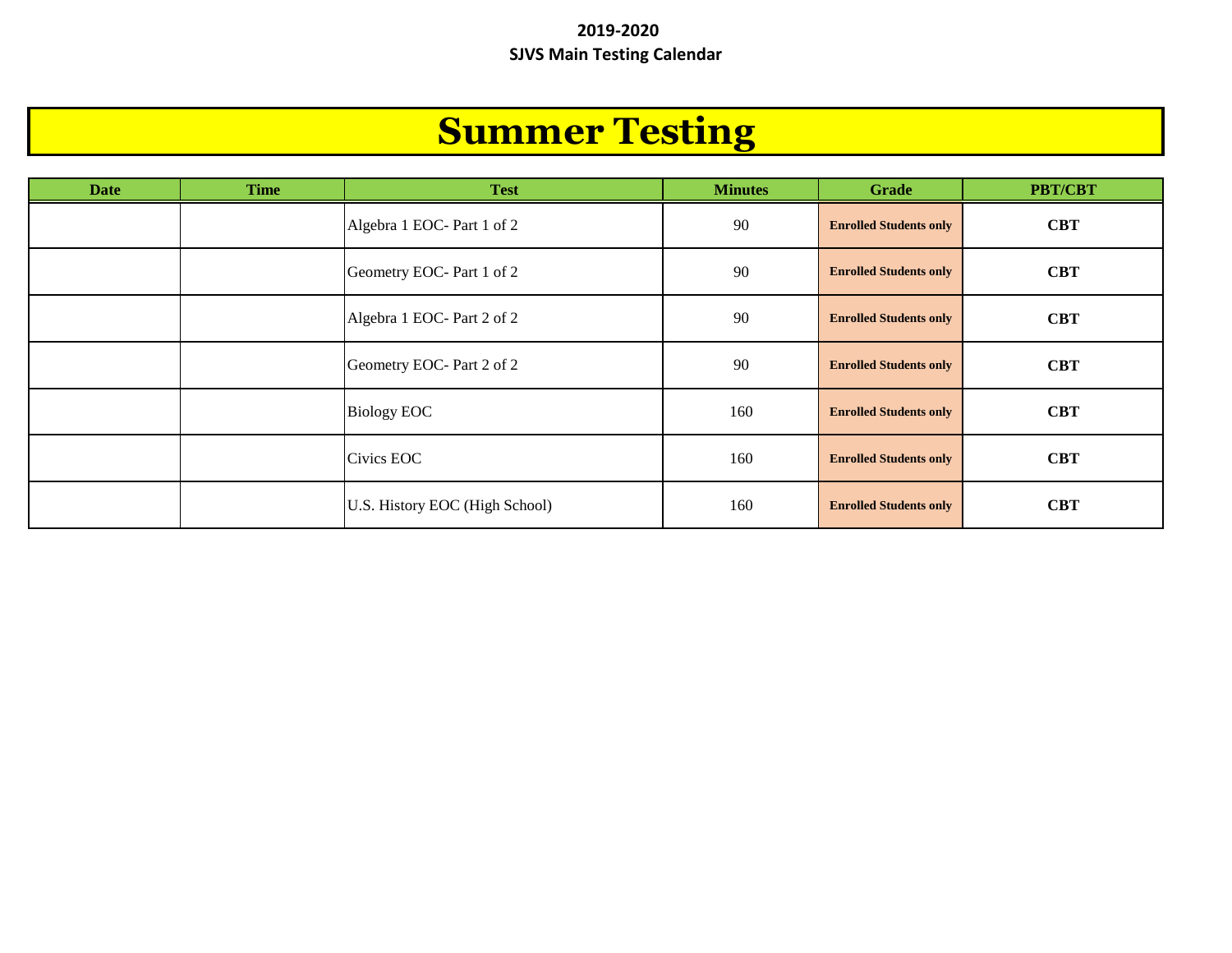**2019-2020**
**SJVS Main Testing Calendar**

# Summer Testing

| Date | Time | Test | Minutes | Grade | PBT/CBT |
|---|---|---|---|---|---|
| | | Algebra 1 EOC- Part 1 of 2 | 90 | **Enrolled Students only** | **CBT** |
| | | Geometry EOC- Part 1 of 2 | 90 | **Enrolled Students only** | **CBT** |
| | | Algebra 1 EOC- Part 2 of 2 | 90 | **Enrolled Students only** | **CBT** |
| | | Geometry EOC- Part 2 of 2 | 90 | **Enrolled Students only** | **CBT** |
| | | Biology EOC | 160 | **Enrolled Students only** | **CBT** |
| | | Civics EOC | 160 | **Enrolled Students only** | **CBT** |
| | | U.S. History EOC (High School) | 160 | **Enrolled Students only** | **CBT** |